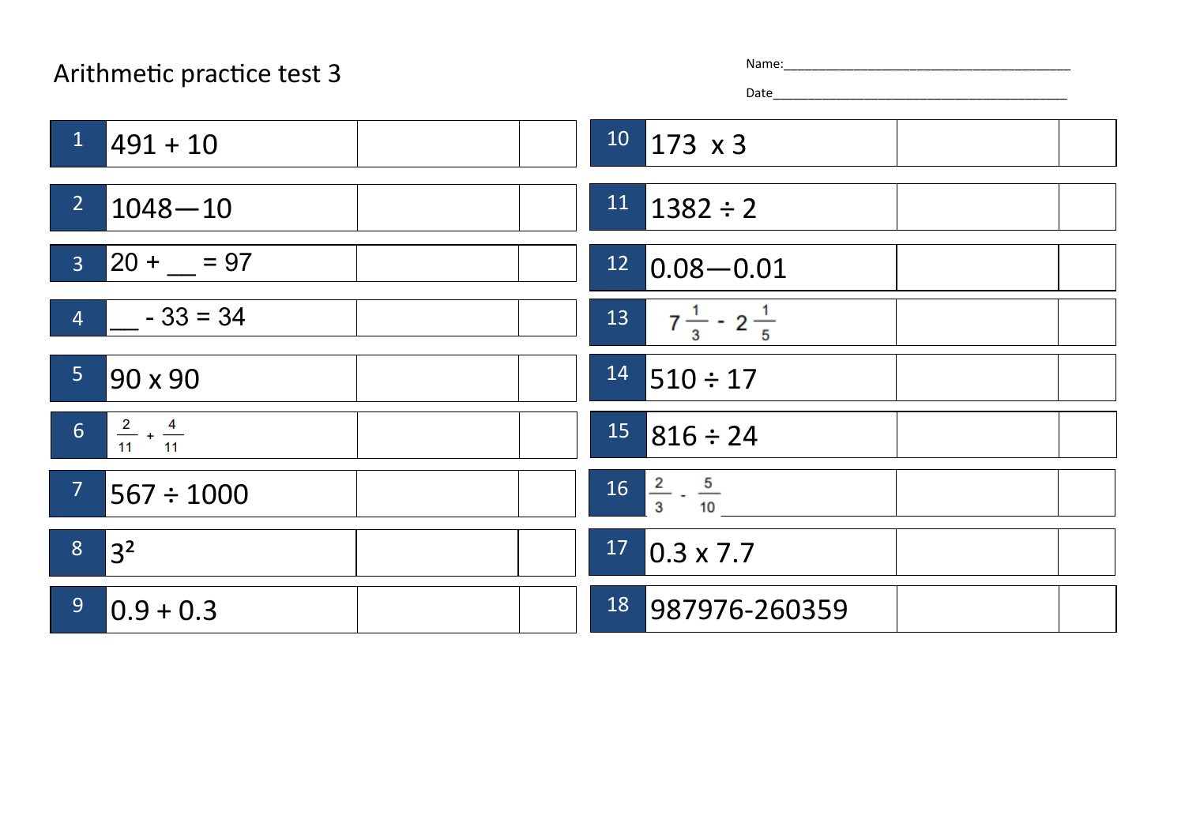# Arithmetic practice test 3

Name:\_\_\_\_\_\_\_\_\_\_\_\_\_\_\_\_\_\_\_\_\_\_\_\_\_\_\_\_\_\_\_\_\_\_\_\_\_\_\_\_

Date\_\_\_\_\_\_\_\_\_\_\_\_\_\_\_\_\_\_\_\_\_\_\_\_\_\_\_\_\_\_\_\_\_\_\_\_\_\_\_\_

| | Question | Answer | Mark |
|---|---|---|---|
| 1 | 491 + 10 | | |
| 2 | 1048—10 | | |
| 3 | 20 + __ = 97 | | |
| 4 | __ - 33 = 34 | | |
| 5 | 90 x 90 | | |
| 6 | $\frac{2}{11} + \frac{4}{11}$ | | |
| 7 | 567 ÷ 1000 | | |
| 8 | $3^2$ | | |
| 9 | 0.9 + 0.3 | | |
| 10 | 173 x 3 | | |
| 11 | 1382 ÷ 2 | | |
| 12 | 0.08—0.01 | | |
| 13 | $7\frac{1}{3} - 2\frac{1}{5}$ | | |
| 14 | 510 ÷ 17 | | |
| 15 | 816 ÷ 24 | | |
| 16 | $\frac{2}{3} - \frac{5}{10}$ | | |
| 17 | 0.3 x 7.7 | | |
| 18 | 987976-260359 | | |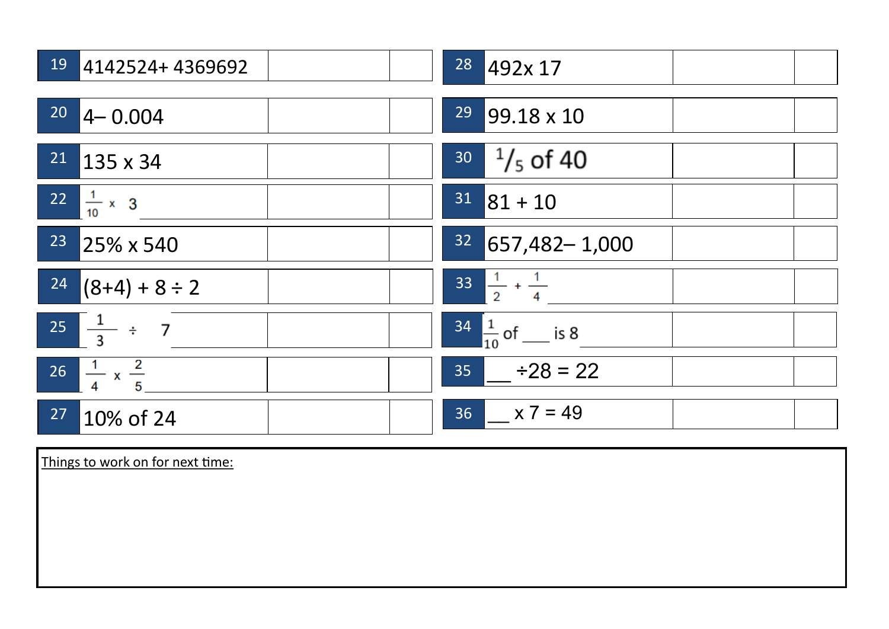| # | Question | | |
|---|---|---|---|
| 19 | 4142524+ 4369692 | | |
| 20 | 4– 0.004 | | |
| 21 | 135 x 34 | | |
| 22 | $\frac{1}{10}$ x 3 | | |
| 23 | 25% x 540 | | |
| 24 | (8+4) + 8 ÷ 2 | | |
| 25 | $\frac{1}{3}$ ÷ 7 | | |
| 26 | $\frac{1}{4}$ x $\frac{2}{5}$ | | |
| 27 | 10% of 24 | | |

| # | Question | | |
|---|---|---|---|
| 28 | 492x 17 | | |
| 29 | 99.18 x 10 | | |
| 30 | $^{1}/_{5}$ of 40 | | |
| 31 | 81 + 10 | | |
| 32 | 657,482– 1,000 | | |
| 33 | $\frac{1}{2}$ + $\frac{1}{4}$ | | |
| 34 | $\frac{1}{10}$ of ___ is 8 | | |
| 35 | ___ ÷28 = 22 | | |
| 36 | ___ x 7 = 49 | | |

Things to work on for next time: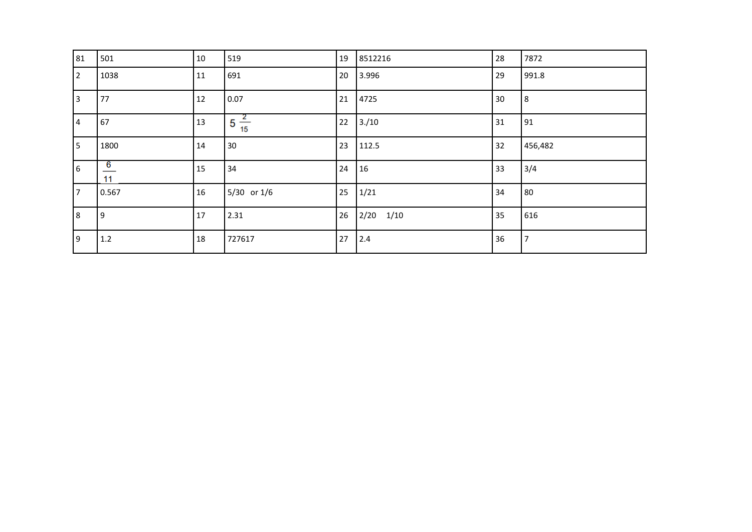| | | | | | | | |
|---|---|---|---|---|---|---|---|
| 81 | 501 | 10 | 519 | 19 | 8512216 | 28 | 7872 |
| 2 | 1038 | 11 | 691 | 20 | 3.996 | 29 | 991.8 |
| 3 | 77 | 12 | 0.07 | 21 | 4725 | 30 | 8 |
| 4 | 67 | 13 | $5\frac{2}{15}$ | 22 | 3./10 | 31 | 91 |
| 5 | 1800 | 14 | 30 | 23 | 112.5 | 32 | 456,482 |
| 6 | $\frac{6}{11}$ | 15 | 34 | 24 | 16 | 33 | 3/4 |
| 7 | 0.567 | 16 | 5/30 or 1/6 | 25 | 1/21 | 34 | 80 |
| 8 | 9 | 17 | 2.31 | 26 | 2/20 1/10 | 35 | 616 |
| 9 | 1.2 | 18 | 727617 | 27 | 2.4 | 36 | 7 |